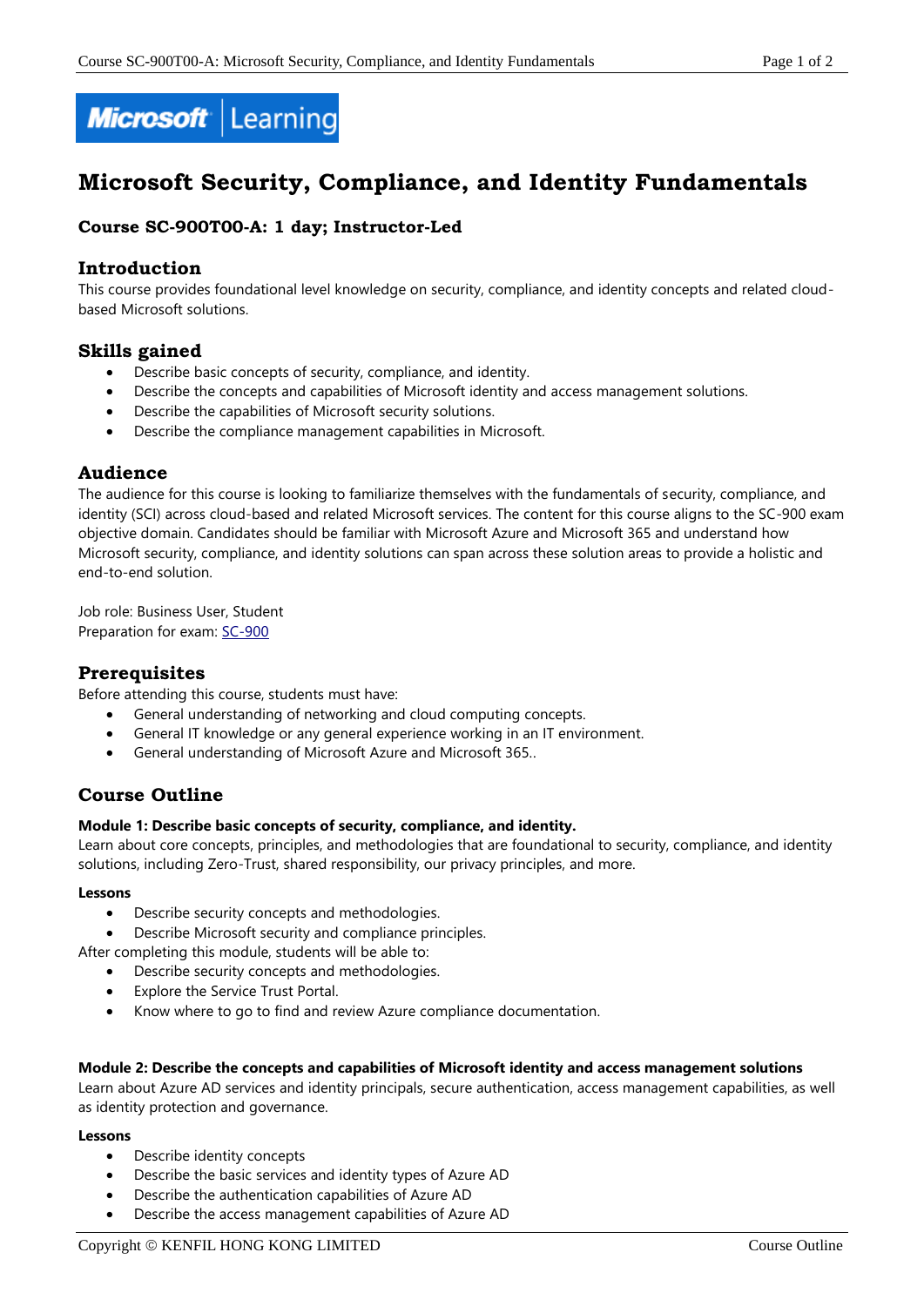# Microsoft Security, Compliance, and Identity Fundamentals

### Course SC-900T00-A: 1 day; Instructor-Led

## Introduction

This course provides foundational level knowledge on security, compliance, and identity concepts and related cloud-based Microsoft solutions.

## Skills gained

- Describe basic concepts of security, compliance, and identity.
- Describe the concepts and capabilities of Microsoft identity and access management solutions.
- Describe the capabilities of Microsoft security solutions.
- Describe the compliance management capabilities in Microsoft.

## Audience

The audience for this course is looking to familiarize themselves with the fundamentals of security, compliance, and identity (SCI) across cloud-based and related Microsoft services. The content for this course aligns to the SC-900 exam objective domain. Candidates should be familiar with Microsoft Azure and Microsoft 365 and understand how Microsoft security, compliance, and identity solutions can span across these solution areas to provide a holistic and end-to-end solution.

Job role: Business User, Student
Preparation for exam: SC-900

## Prerequisites

Before attending this course, students must have:

- General understanding of networking and cloud computing concepts.
- General IT knowledge or any general experience working in an IT environment.
- General understanding of Microsoft Azure and Microsoft 365..

## Course Outline

**Module 1: Describe basic concepts of security, compliance, and identity.**

Learn about core concepts, principles, and methodologies that are foundational to security, compliance, and identity solutions, including Zero-Trust, shared responsibility, our privacy principles, and more.

**Lessons**

- Describe security concepts and methodologies.
- Describe Microsoft security and compliance principles.

After completing this module, students will be able to:

- Describe security concepts and methodologies.
- Explore the Service Trust Portal.
- Know where to go to find and review Azure compliance documentation.

**Module 2: Describe the concepts and capabilities of Microsoft identity and access management solutions**

Learn about Azure AD services and identity principals, secure authentication, access management capabilities, as well as identity protection and governance.

**Lessons**

- Describe identity concepts
- Describe the basic services and identity types of Azure AD
- Describe the authentication capabilities of Azure AD
- Describe the access management capabilities of Azure AD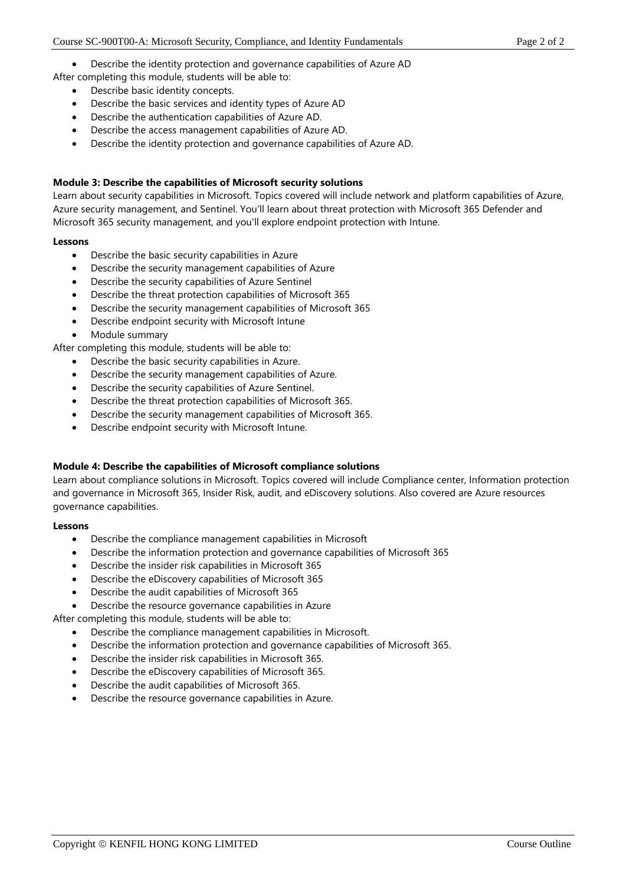- Describe the identity protection and governance capabilities of Azure AD

After completing this module, students will be able to:

- Describe basic identity concepts.
- Describe the basic services and identity types of Azure AD
- Describe the authentication capabilities of Azure AD.
- Describe the access management capabilities of Azure AD.
- Describe the identity protection and governance capabilities of Azure AD.

**Module 3: Describe the capabilities of Microsoft security solutions**

Learn about security capabilities in Microsoft. Topics covered will include network and platform capabilities of Azure, Azure security management, and Sentinel. You'll learn about threat protection with Microsoft 365 Defender and Microsoft 365 security management, and you'll explore endpoint protection with Intune.

**Lessons**

- Describe the basic security capabilities in Azure
- Describe the security management capabilities of Azure
- Describe the security capabilities of Azure Sentinel
- Describe the threat protection capabilities of Microsoft 365
- Describe the security management capabilities of Microsoft 365
- Describe endpoint security with Microsoft Intune
- Module summary

After completing this module, students will be able to:

- Describe the basic security capabilities in Azure.
- Describe the security management capabilities of Azure.
- Describe the security capabilities of Azure Sentinel.
- Describe the threat protection capabilities of Microsoft 365.
- Describe the security management capabilities of Microsoft 365.
- Describe endpoint security with Microsoft Intune.

**Module 4: Describe the capabilities of Microsoft compliance solutions**

Learn about compliance solutions in Microsoft. Topics covered will include Compliance center, Information protection and governance in Microsoft 365, Insider Risk, audit, and eDiscovery solutions. Also covered are Azure resources governance capabilities.

**Lessons**

- Describe the compliance management capabilities in Microsoft
- Describe the information protection and governance capabilities of Microsoft 365
- Describe the insider risk capabilities in Microsoft 365
- Describe the eDiscovery capabilities of Microsoft 365
- Describe the audit capabilities of Microsoft 365
- Describe the resource governance capabilities in Azure

After completing this module, students will be able to:

- Describe the compliance management capabilities in Microsoft.
- Describe the information protection and governance capabilities of Microsoft 365.
- Describe the insider risk capabilities in Microsoft 365.
- Describe the eDiscovery capabilities of Microsoft 365.
- Describe the audit capabilities of Microsoft 365.
- Describe the resource governance capabilities in Azure.